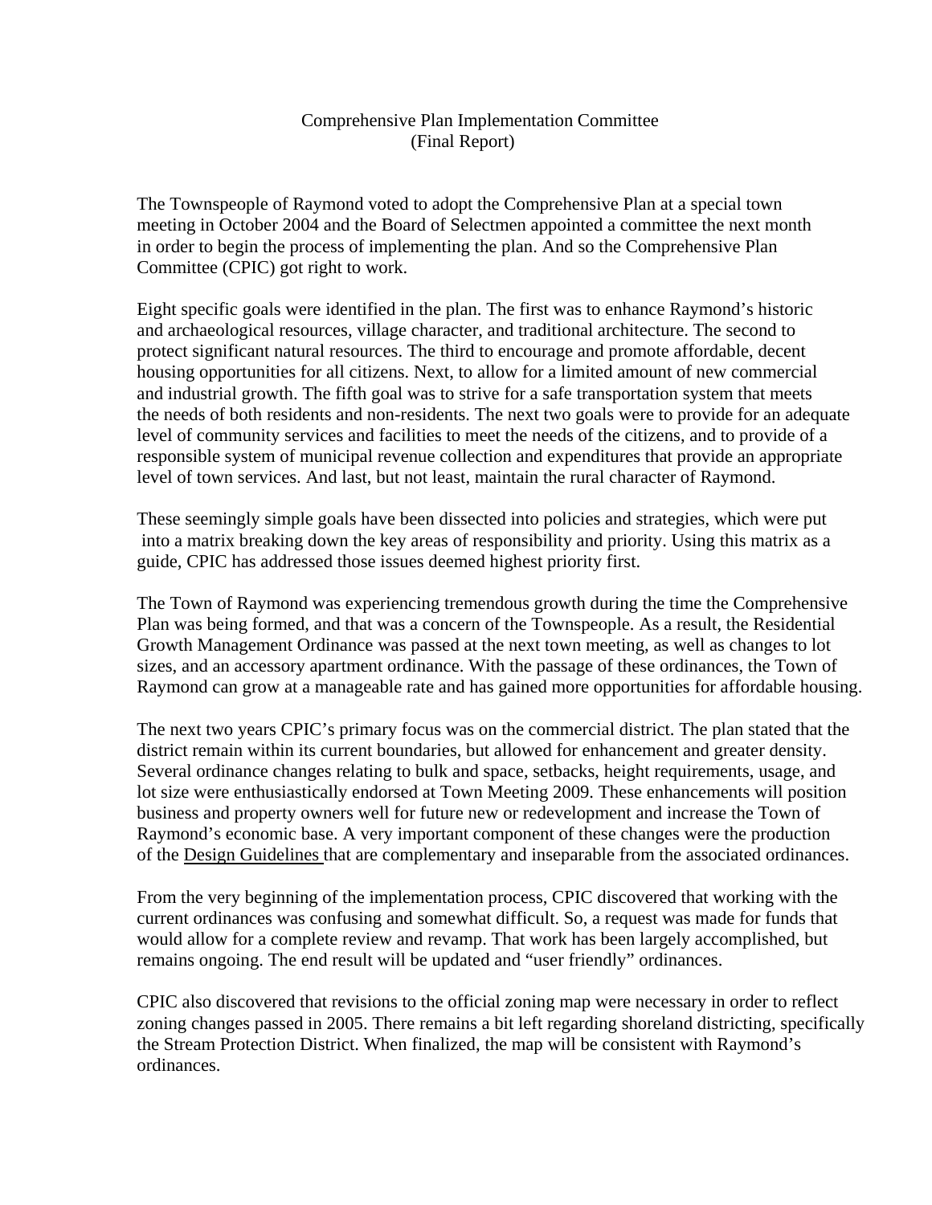# Comprehensive Plan Implementation Committee
## (Final Report)

The Townspeople of Raymond voted to adopt the Comprehensive Plan at a special town meeting in October 2004 and the Board of Selectmen appointed a committee the next month in order to begin the process of implementing the plan. And so the Comprehensive Plan Committee (CPIC) got right to work.

Eight specific goals were identified in the plan. The first was to enhance Raymond's historic and archaeological resources, village character, and traditional architecture. The second to protect significant natural resources. The third to encourage and promote affordable, decent housing opportunities for all citizens. Next, to allow for a limited amount of new commercial and industrial growth. The fifth goal was to strive for a safe transportation system that meets the needs of both residents and non-residents. The next two goals were to provide for an adequate level of community services and facilities to meet the needs of the citizens, and to provide of a responsible system of municipal revenue collection and expenditures that provide an appropriate level of town services. And last, but not least, maintain the rural character of Raymond.

These seemingly simple goals have been dissected into policies and strategies, which were put into a matrix breaking down the key areas of responsibility and priority. Using this matrix as a guide, CPIC has addressed those issues deemed highest priority first.

The Town of Raymond was experiencing tremendous growth during the time the Comprehensive Plan was being formed, and that was a concern of the Townspeople. As a result, the Residential Growth Management Ordinance was passed at the next town meeting, as well as changes to lot sizes, and an accessory apartment ordinance. With the passage of these ordinances, the Town of Raymond can grow at a manageable rate and has gained more opportunities for affordable housing.

The next two years CPIC's primary focus was on the commercial district. The plan stated that the district remain within its current boundaries, but allowed for enhancement and greater density. Several ordinance changes relating to bulk and space, setbacks, height requirements, usage, and lot size were enthusiastically endorsed at Town Meeting 2009. These enhancements will position business and property owners well for future new or redevelopment and increase the Town of Raymond's economic base. A very important component of these changes were the production of the Design Guidelines that are complementary and inseparable from the associated ordinances.

From the very beginning of the implementation process, CPIC discovered that working with the current ordinances was confusing and somewhat difficult. So, a request was made for funds that would allow for a complete review and revamp. That work has been largely accomplished, but remains ongoing. The end result will be updated and "user friendly" ordinances.

CPIC also discovered that revisions to the official zoning map were necessary in order to reflect zoning changes passed in 2005. There remains a bit left regarding shoreland districting, specifically the Stream Protection District. When finalized, the map will be consistent with Raymond's ordinances.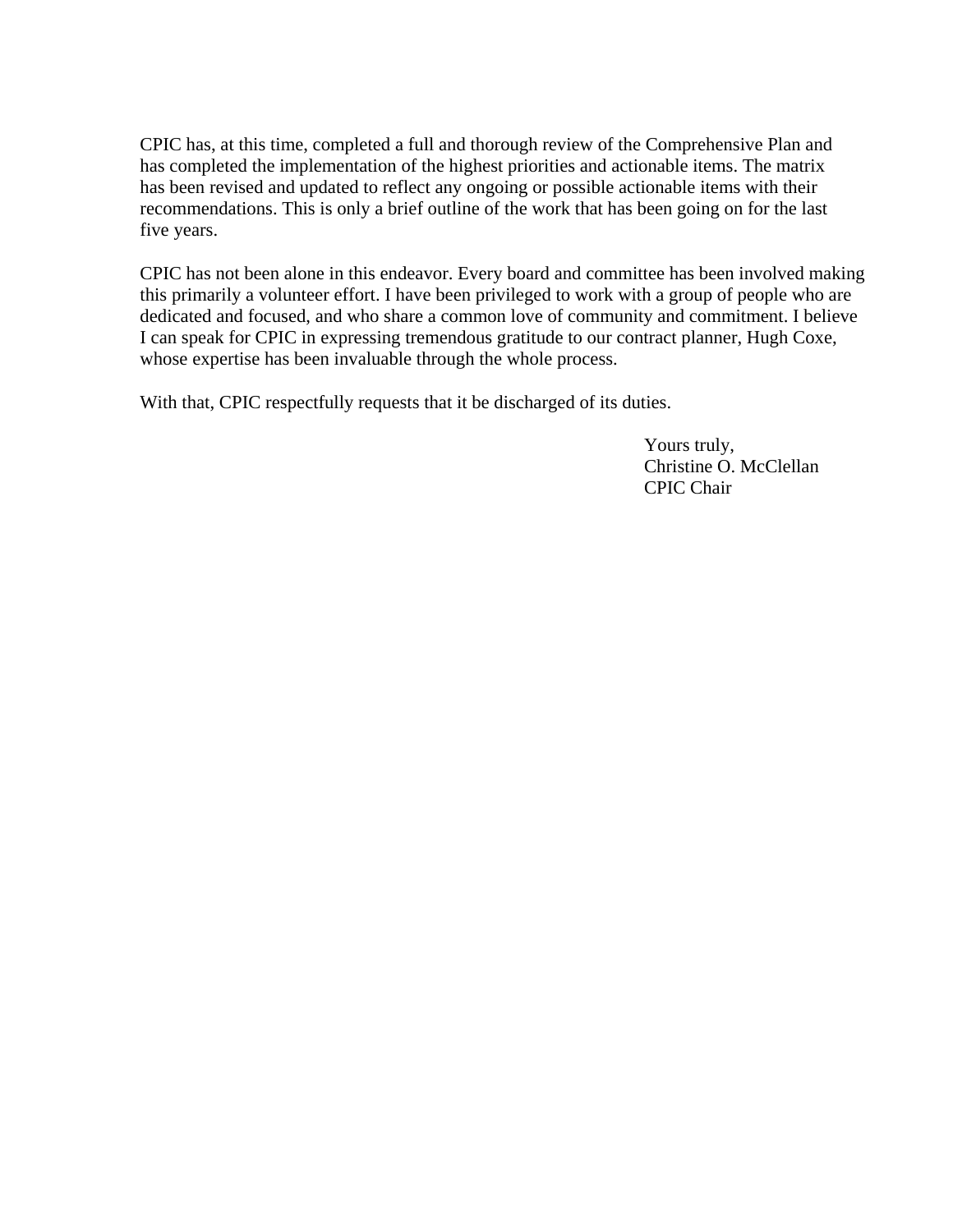CPIC has, at this time, completed a full and thorough review of the Comprehensive Plan and has completed the implementation of the highest priorities and actionable items. The matrix has been revised and updated to reflect any ongoing or possible actionable items with their recommendations. This is only a brief outline of the work that has been going on for the last five years.

CPIC has not been alone in this endeavor. Every board and committee has been involved making this primarily a volunteer effort. I have been privileged to work with a group of people who are dedicated and focused, and who share a common love of community and commitment. I believe I can speak for CPIC in expressing tremendous gratitude to our contract planner, Hugh Coxe, whose expertise has been invaluable through the whole process.

With that, CPIC respectfully requests that it be discharged of its duties.

Yours truly,
Christine O. McClellan
CPIC Chair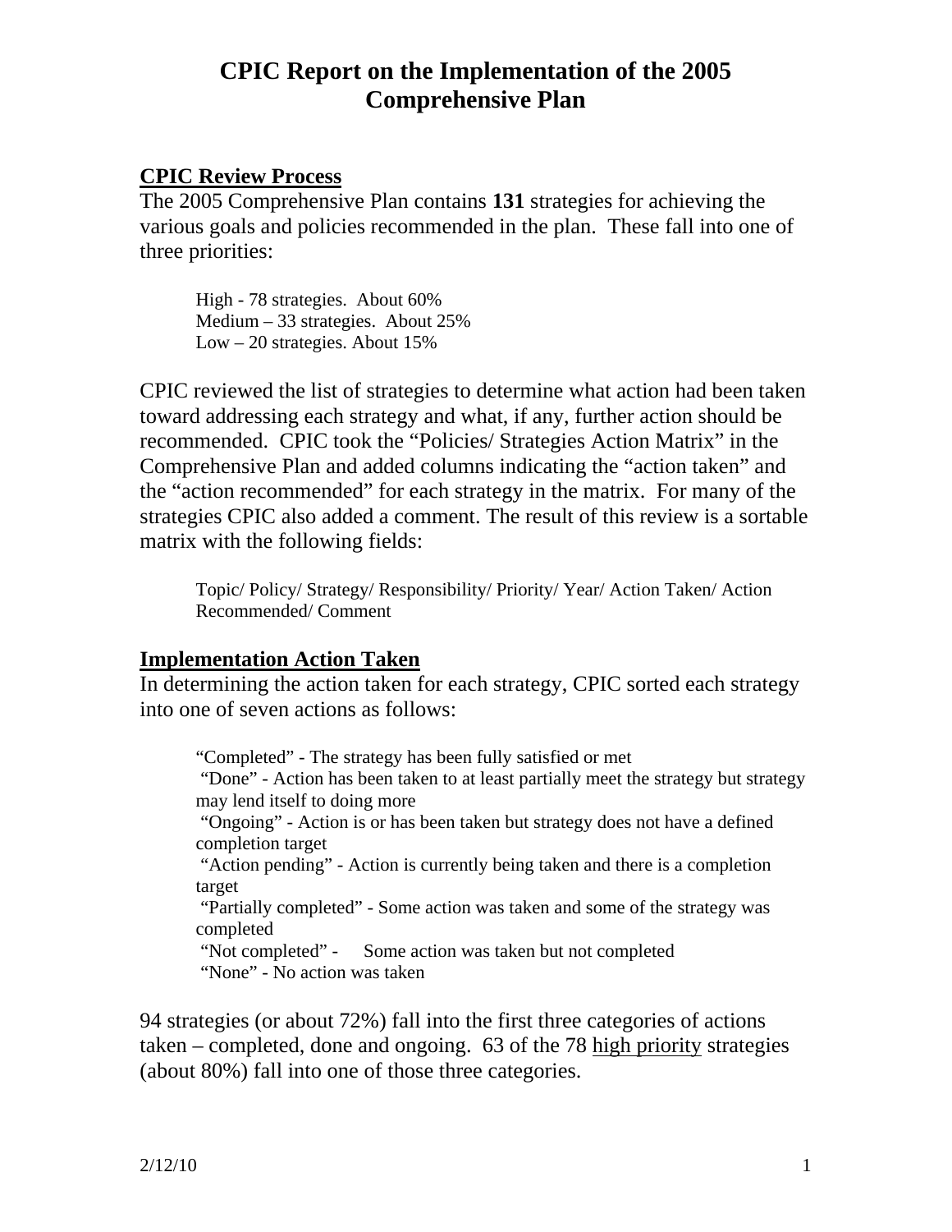# CPIC Report on the Implementation of the 2005 Comprehensive Plan

## CPIC Review Process

The 2005 Comprehensive Plan contains **131** strategies for achieving the various goals and policies recommended in the plan. These fall into one of three priorities:

High - 78 strategies. About 60%
Medium – 33 strategies. About 25%
Low – 20 strategies. About 15%

CPIC reviewed the list of strategies to determine what action had been taken toward addressing each strategy and what, if any, further action should be recommended. CPIC took the "Policies/ Strategies Action Matrix" in the Comprehensive Plan and added columns indicating the "action taken" and the "action recommended" for each strategy in the matrix. For many of the strategies CPIC also added a comment. The result of this review is a sortable matrix with the following fields:

Topic/ Policy/ Strategy/ Responsibility/ Priority/ Year/ Action Taken/ Action Recommended/ Comment

## Implementation Action Taken

In determining the action taken for each strategy, CPIC sorted each strategy into one of seven actions as follows:

"Completed" - The strategy has been fully satisfied or met
"Done" - Action has been taken to at least partially meet the strategy but strategy may lend itself to doing more
"Ongoing" - Action is or has been taken but strategy does not have a defined completion target
"Action pending" - Action is currently being taken and there is a completion target
"Partially completed" - Some action was taken and some of the strategy was completed
"Not completed" - Some action was taken but not completed
"None" - No action was taken

94 strategies (or about 72%) fall into the first three categories of actions taken – completed, done and ongoing. 63 of the 78 high priority strategies (about 80%) fall into one of those three categories.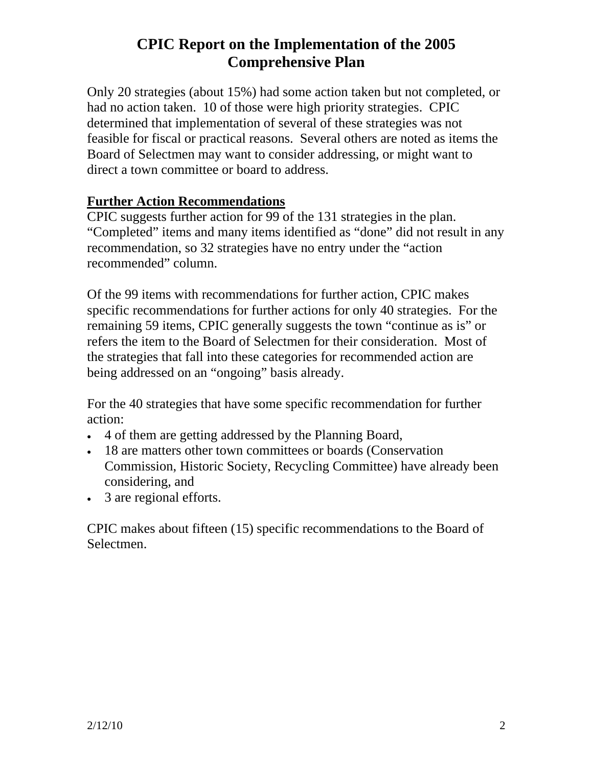# CPIC Report on the Implementation of the 2005 Comprehensive Plan

Only 20 strategies (about 15%) had some action taken but not completed, or had no action taken. 10 of those were high priority strategies. CPIC determined that implementation of several of these strategies was not feasible for fiscal or practical reasons. Several others are noted as items the Board of Selectmen may want to consider addressing, or might want to direct a town committee or board to address.

**Further Action Recommendations**

CPIC suggests further action for 99 of the 131 strategies in the plan. "Completed" items and many items identified as "done" did not result in any recommendation, so 32 strategies have no entry under the "action recommended" column.

Of the 99 items with recommendations for further action, CPIC makes specific recommendations for further actions for only 40 strategies. For the remaining 59 items, CPIC generally suggests the town "continue as is" or refers the item to the Board of Selectmen for their consideration. Most of the strategies that fall into these categories for recommended action are being addressed on an "ongoing" basis already.

For the 40 strategies that have some specific recommendation for further action:

- 4 of them are getting addressed by the Planning Board,
- 18 are matters other town committees or boards (Conservation Commission, Historic Society, Recycling Committee) have already been considering, and
- 3 are regional efforts.

CPIC makes about fifteen (15) specific recommendations to the Board of Selectmen.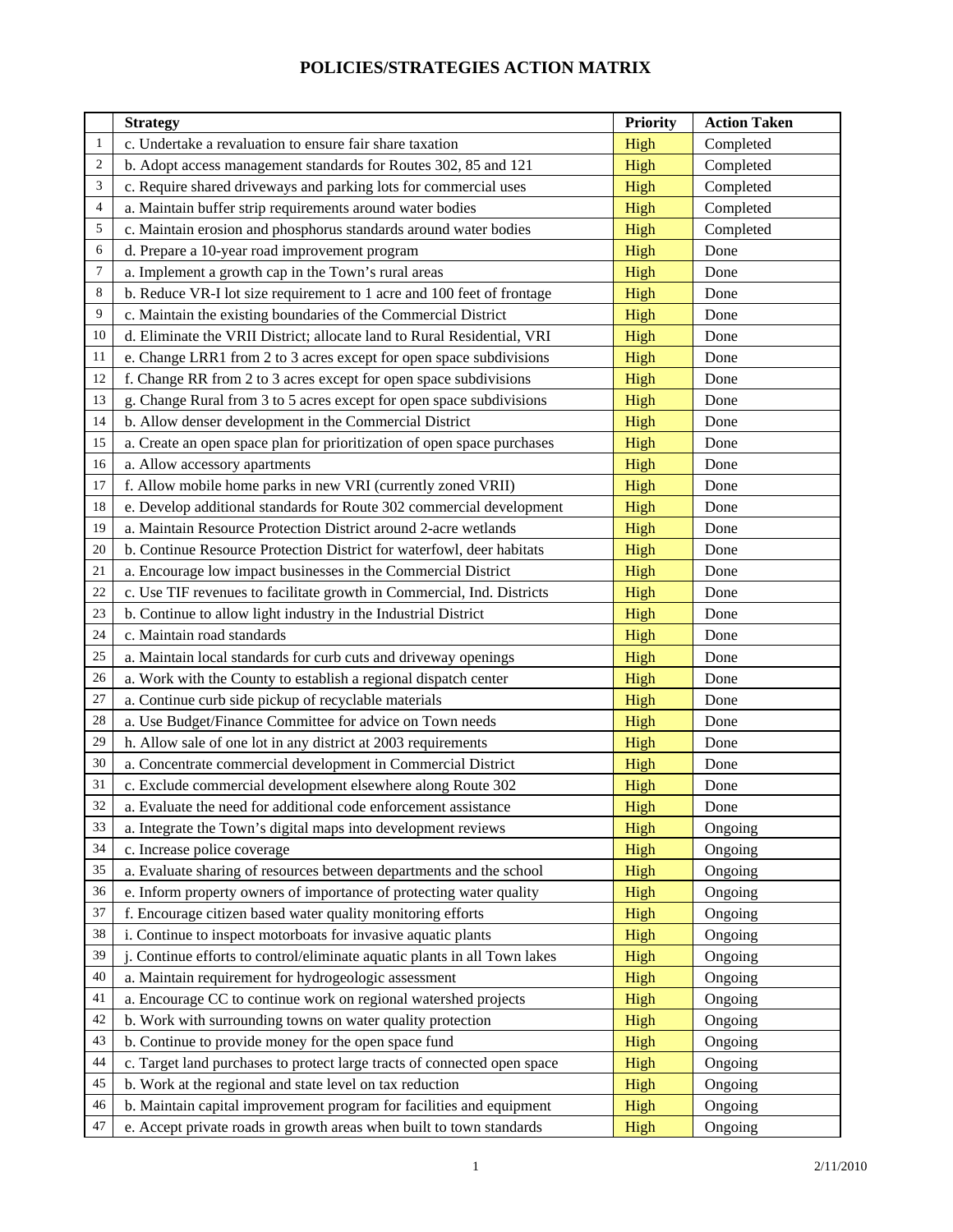# POLICIES/STRATEGIES ACTION MATRIX

| | Strategy | Priority | Action Taken |
|---|---|---|---|
| 1 | c. Undertake a revaluation to ensure fair share taxation | High | Completed |
| 2 | b. Adopt access management standards for Routes 302, 85 and 121 | High | Completed |
| 3 | c. Require shared driveways and parking lots for commercial uses | High | Completed |
| 4 | a. Maintain buffer strip requirements around water bodies | High | Completed |
| 5 | c. Maintain erosion and phosphorus standards around water bodies | High | Completed |
| 6 | d. Prepare a 10-year road improvement program | High | Done |
| 7 | a. Implement a growth cap in the Town's rural areas | High | Done |
| 8 | b. Reduce VR-I lot size requirement to 1 acre and 100 feet of frontage | High | Done |
| 9 | c. Maintain the existing boundaries of the Commercial District | High | Done |
| 10 | d. Eliminate the VRII District; allocate land to Rural Residential, VRI | High | Done |
| 11 | e. Change LRR1 from 2 to 3 acres except for open space subdivisions | High | Done |
| 12 | f. Change RR from 2 to 3 acres except for open space subdivisions | High | Done |
| 13 | g. Change Rural from 3 to 5 acres except for open space subdivisions | High | Done |
| 14 | b. Allow denser development in the Commercial District | High | Done |
| 15 | a. Create an open space plan for prioritization of open space purchases | High | Done |
| 16 | a. Allow accessory apartments | High | Done |
| 17 | f. Allow mobile home parks in new VRI (currently zoned VRII) | High | Done |
| 18 | e. Develop additional standards for Route 302 commercial development | High | Done |
| 19 | a. Maintain Resource Protection District around 2-acre wetlands | High | Done |
| 20 | b. Continue Resource Protection District for waterfowl, deer habitats | High | Done |
| 21 | a. Encourage low impact businesses in the Commercial District | High | Done |
| 22 | c. Use TIF revenues to facilitate growth in Commercial, Ind. Districts | High | Done |
| 23 | b. Continue to allow light industry in the Industrial District | High | Done |
| 24 | c. Maintain road standards | High | Done |
| 25 | a. Maintain local standards for curb cuts and driveway openings | High | Done |
| 26 | a. Work with the County to establish a regional dispatch center | High | Done |
| 27 | a. Continue curb side pickup of recyclable materials | High | Done |
| 28 | a. Use Budget/Finance Committee for advice on Town needs | High | Done |
| 29 | h. Allow sale of one lot in any district at 2003 requirements | High | Done |
| 30 | a. Concentrate commercial development in Commercial District | High | Done |
| 31 | c. Exclude commercial development elsewhere along Route 302 | High | Done |
| 32 | a. Evaluate the need for additional code enforcement assistance | High | Done |
| 33 | a. Integrate the Town's digital maps into development reviews | High | Ongoing |
| 34 | c. Increase police coverage | High | Ongoing |
| 35 | a. Evaluate sharing of resources between departments and the school | High | Ongoing |
| 36 | e. Inform property owners of importance of protecting water quality | High | Ongoing |
| 37 | f. Encourage citizen based water quality monitoring efforts | High | Ongoing |
| 38 | i. Continue to inspect motorboats for invasive aquatic plants | High | Ongoing |
| 39 | j. Continue efforts to control/eliminate aquatic plants in all Town lakes | High | Ongoing |
| 40 | a. Maintain requirement for hydrogeologic assessment | High | Ongoing |
| 41 | a. Encourage CC to continue work on regional watershed projects | High | Ongoing |
| 42 | b. Work with surrounding towns on water quality protection | High | Ongoing |
| 43 | b. Continue to provide money for the open space fund | High | Ongoing |
| 44 | c. Target land purchases to protect large tracts of connected open space | High | Ongoing |
| 45 | b. Work at the regional and state level on tax reduction | High | Ongoing |
| 46 | b. Maintain capital improvement program for facilities and equipment | High | Ongoing |
| 47 | e. Accept private roads in growth areas when built to town standards | High | Ongoing |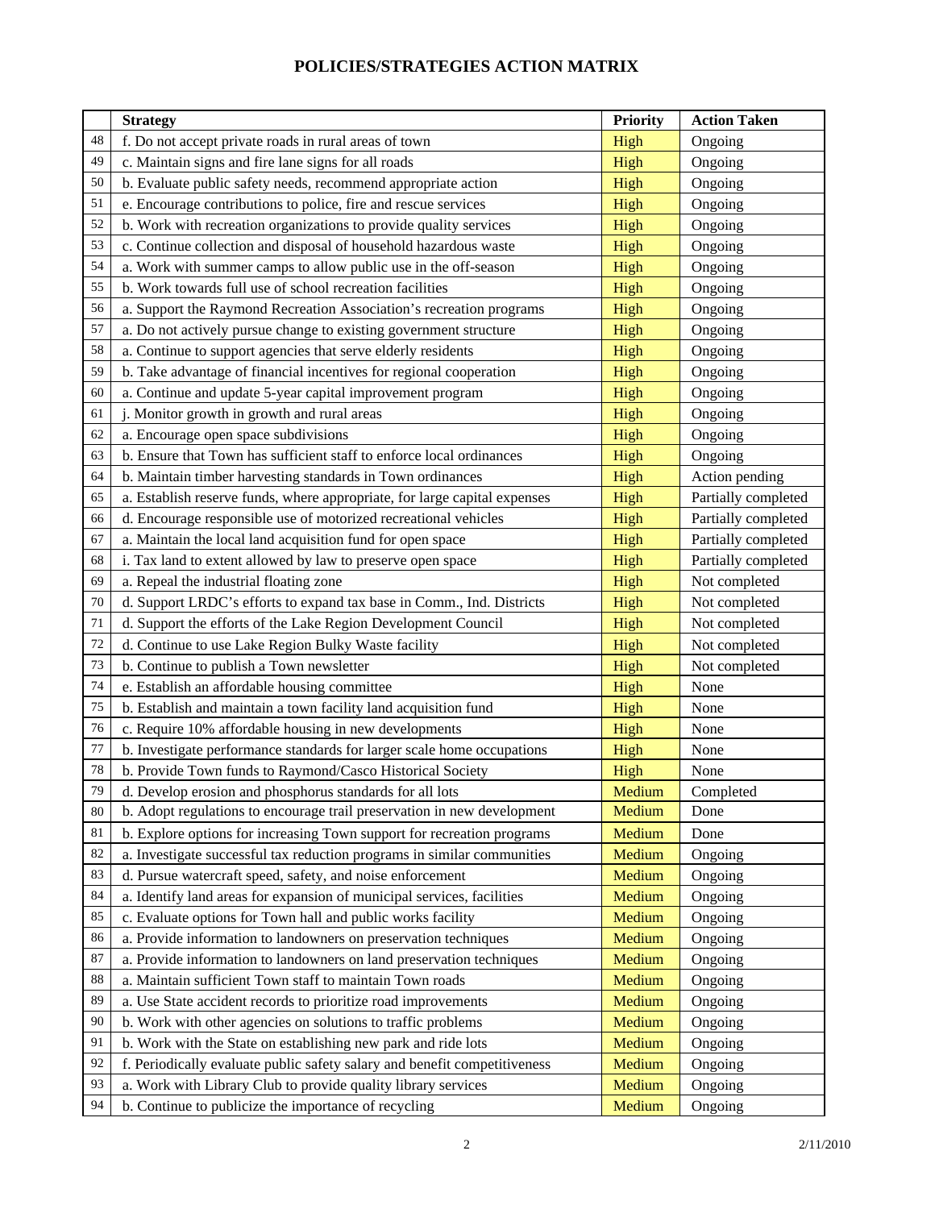# POLICIES/STRATEGIES ACTION MATRIX

| | Strategy | Priority | Action Taken |
|---|---|---|---|
| 48 | f. Do not accept private roads in rural areas of town | High | Ongoing |
| 49 | c. Maintain signs and fire lane signs for all roads | High | Ongoing |
| 50 | b. Evaluate public safety needs, recommend appropriate action | High | Ongoing |
| 51 | e. Encourage contributions to police, fire and rescue services | High | Ongoing |
| 52 | b. Work with recreation organizations to provide quality services | High | Ongoing |
| 53 | c. Continue collection and disposal of household hazardous waste | High | Ongoing |
| 54 | a. Work with summer camps to allow public use in the off-season | High | Ongoing |
| 55 | b. Work towards full use of school recreation facilities | High | Ongoing |
| 56 | a. Support the Raymond Recreation Association's recreation programs | High | Ongoing |
| 57 | a. Do not actively pursue change to existing government structure | High | Ongoing |
| 58 | a. Continue to support agencies that serve elderly residents | High | Ongoing |
| 59 | b. Take advantage of financial incentives for regional cooperation | High | Ongoing |
| 60 | a. Continue and update 5-year capital improvement program | High | Ongoing |
| 61 | j. Monitor growth in growth and rural areas | High | Ongoing |
| 62 | a. Encourage open space subdivisions | High | Ongoing |
| 63 | b. Ensure that Town has sufficient staff to enforce local ordinances | High | Ongoing |
| 64 | b. Maintain timber harvesting standards in Town ordinances | High | Action pending |
| 65 | a. Establish reserve funds, where appropriate, for large capital expenses | High | Partially completed |
| 66 | d. Encourage responsible use of motorized recreational vehicles | High | Partially completed |
| 67 | a. Maintain the local land acquisition fund for open space | High | Partially completed |
| 68 | i. Tax land to extent allowed by law to preserve open space | High | Partially completed |
| 69 | a. Repeal the industrial floating zone | High | Not completed |
| 70 | d. Support LRDC's efforts to expand tax base in Comm., Ind. Districts | High | Not completed |
| 71 | d. Support the efforts of the Lake Region Development Council | High | Not completed |
| 72 | d. Continue to use Lake Region Bulky Waste facility | High | Not completed |
| 73 | b. Continue to publish a Town newsletter | High | Not completed |
| 74 | e. Establish an affordable housing committee | High | None |
| 75 | b. Establish and maintain a town facility land acquisition fund | High | None |
| 76 | c. Require 10% affordable housing in new developments | High | None |
| 77 | b. Investigate performance standards for larger scale home occupations | High | None |
| 78 | b. Provide Town funds to Raymond/Casco Historical Society | High | None |
| 79 | d. Develop erosion and phosphorus standards for all lots | Medium | Completed |
| 80 | b. Adopt regulations to encourage trail preservation in new development | Medium | Done |
| 81 | b. Explore options for increasing Town support for recreation programs | Medium | Done |
| 82 | a. Investigate successful tax reduction programs in similar communities | Medium | Ongoing |
| 83 | d. Pursue watercraft speed, safety, and noise enforcement | Medium | Ongoing |
| 84 | a. Identify land areas for expansion of municipal services, facilities | Medium | Ongoing |
| 85 | c. Evaluate options for Town hall and public works facility | Medium | Ongoing |
| 86 | a. Provide information to landowners on preservation techniques | Medium | Ongoing |
| 87 | a. Provide information to landowners on land preservation techniques | Medium | Ongoing |
| 88 | a. Maintain sufficient Town staff to maintain Town roads | Medium | Ongoing |
| 89 | a. Use State accident records to prioritize road improvements | Medium | Ongoing |
| 90 | b. Work with other agencies on solutions to traffic problems | Medium | Ongoing |
| 91 | b. Work with the State on establishing new park and ride lots | Medium | Ongoing |
| 92 | f. Periodically evaluate public safety salary and benefit competitiveness | Medium | Ongoing |
| 93 | a. Work with Library Club to provide quality library services | Medium | Ongoing |
| 94 | b. Continue to publicize the importance of recycling | Medium | Ongoing |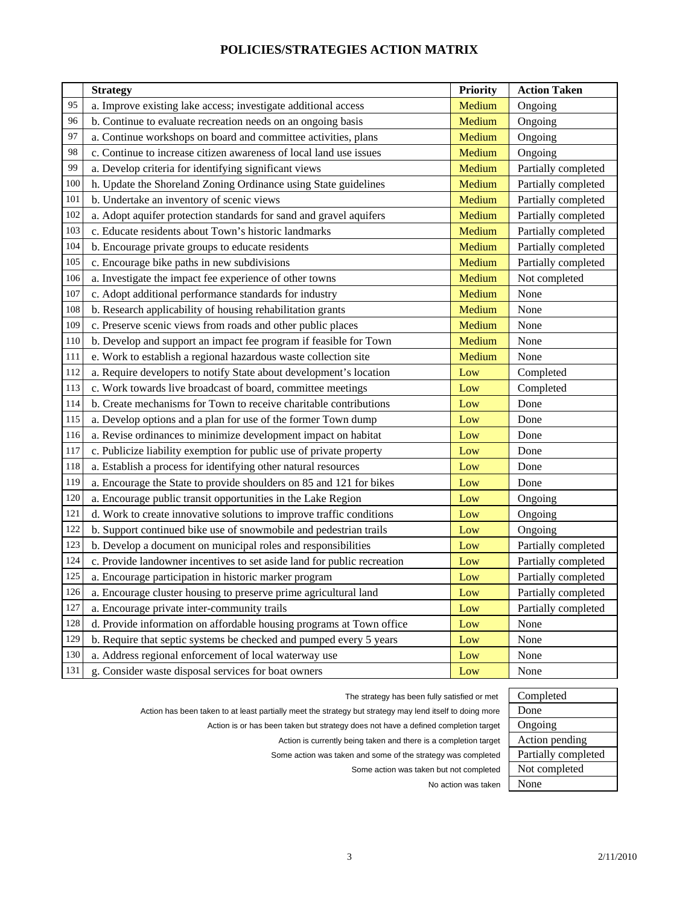# POLICIES/STRATEGIES ACTION MATRIX

| | Strategy | Priority | Action Taken |
|---|---|---|---|
| 95 | a. Improve existing lake access; investigate additional access | Medium | Ongoing |
| 96 | b. Continue to evaluate recreation needs on an ongoing basis | Medium | Ongoing |
| 97 | a. Continue workshops on board and committee activities, plans | Medium | Ongoing |
| 98 | c. Continue to increase citizen awareness of local land use issues | Medium | Ongoing |
| 99 | a. Develop criteria for identifying significant views | Medium | Partially completed |
| 100 | h. Update the Shoreland Zoning Ordinance using State guidelines | Medium | Partially completed |
| 101 | b. Undertake an inventory of scenic views | Medium | Partially completed |
| 102 | a. Adopt aquifer protection standards for sand and gravel aquifers | Medium | Partially completed |
| 103 | c. Educate residents about Town's historic landmarks | Medium | Partially completed |
| 104 | b. Encourage private groups to educate residents | Medium | Partially completed |
| 105 | c. Encourage bike paths in new subdivisions | Medium | Partially completed |
| 106 | a. Investigate the impact fee experience of other towns | Medium | Not completed |
| 107 | c. Adopt additional performance standards for industry | Medium | None |
| 108 | b. Research applicability of housing rehabilitation grants | Medium | None |
| 109 | c. Preserve scenic views from roads and other public places | Medium | None |
| 110 | b. Develop and support an impact fee program if feasible for Town | Medium | None |
| 111 | e. Work to establish a regional hazardous waste collection site | Medium | None |
| 112 | a. Require developers to notify State about development's location | Low | Completed |
| 113 | c. Work towards live broadcast of board, committee meetings | Low | Completed |
| 114 | b. Create mechanisms for Town to receive charitable contributions | Low | Done |
| 115 | a. Develop options and a plan for use of the former Town dump | Low | Done |
| 116 | a. Revise ordinances to minimize development impact on habitat | Low | Done |
| 117 | c. Publicize liability exemption for public use of private property | Low | Done |
| 118 | a. Establish a process for identifying other natural resources | Low | Done |
| 119 | a. Encourage the State to provide shoulders on 85 and 121 for bikes | Low | Done |
| 120 | a. Encourage public transit opportunities in the Lake Region | Low | Ongoing |
| 121 | d. Work to create innovative solutions to improve traffic conditions | Low | Ongoing |
| 122 | b. Support continued bike use of snowmobile and pedestrian trails | Low | Ongoing |
| 123 | b. Develop a document on municipal roles and responsibilities | Low | Partially completed |
| 124 | c. Provide landowner incentives to set aside land for public recreation | Low | Partially completed |
| 125 | a. Encourage participation in historic marker program | Low | Partially completed |
| 126 | a. Encourage cluster housing to preserve prime agricultural land | Low | Partially completed |
| 127 | a. Encourage private inter-community trails | Low | Partially completed |
| 128 | d. Provide information on affordable housing programs at Town office | Low | None |
| 129 | b. Require that septic systems be checked and pumped every 5 years | Low | None |
| 130 | a. Address regional enforcement of local waterway use | Low | None |
| 131 | g. Consider waste disposal services for boat owners | Low | None |

| Description | Status |
|---|---|
| The strategy has been fully satisfied or met | Completed |
| Action has been taken to at least partially meet the strategy but strategy may lend itself to doing more | Done |
| Action is or has been taken but strategy does not have a defined completion target | Ongoing |
| Action is currently being taken and there is a completion target | Action pending |
| Some action was taken and some of the strategy was completed | Partially completed |
| Some action was taken but not completed | Not completed |
| No action was taken | None |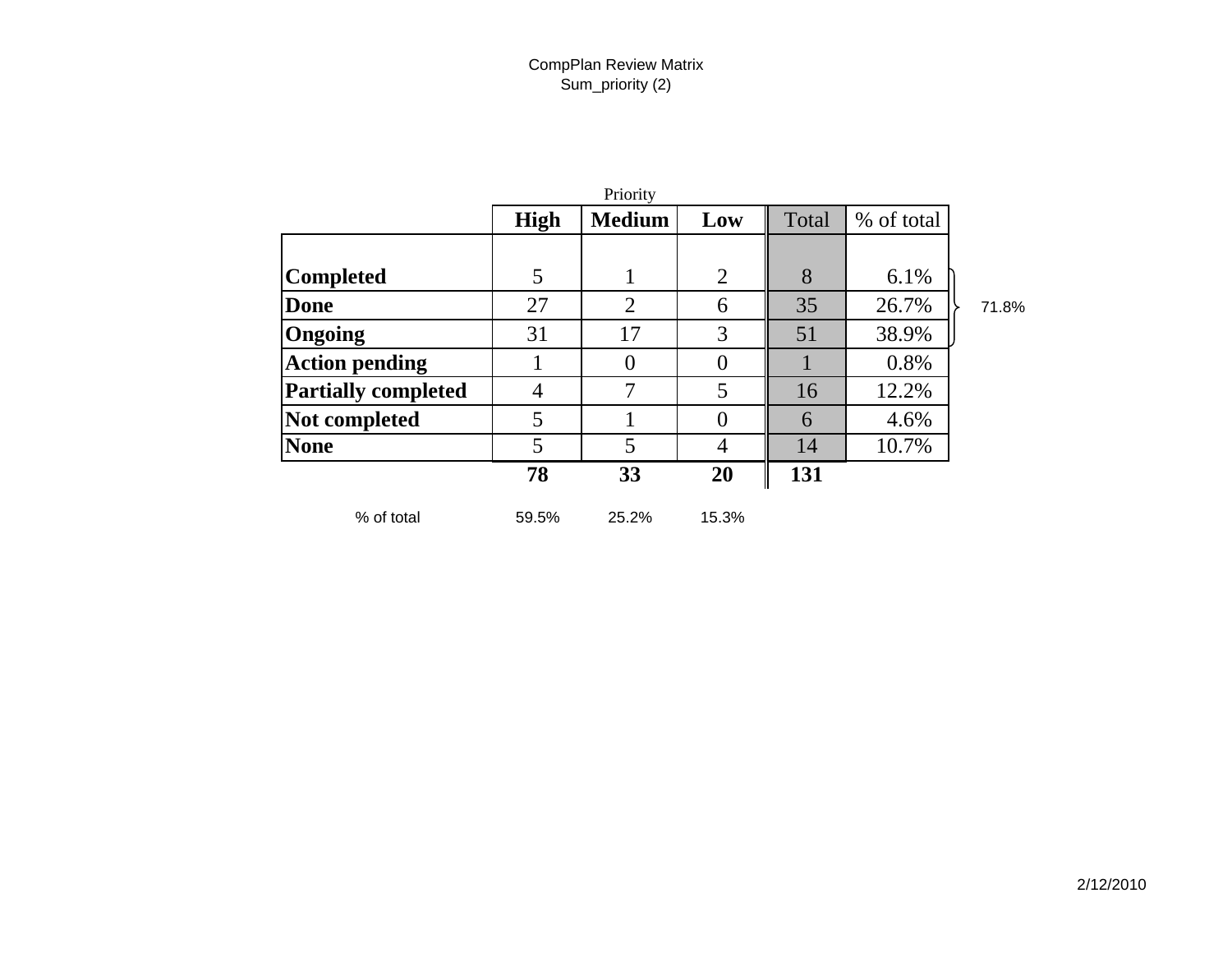CompPlan Review Matrix
Sum_priority (2)

| | Priority | | | | |
|---|---|---|---|---|---|
| | **High** | **Medium** | **Low** | Total | % of total |
| **Completed** | 5 | 1 | 2 | 8 | 6.1% |
| **Done** | 27 | 2 | 6 | 35 | 26.7% |
| **Ongoing** | 31 | 17 | 3 | 51 | 38.9% |
| **Action pending** | 1 | 0 | 0 | 1 | 0.8% |
| **Partially completed** | 4 | 7 | 5 | 16 | 12.2% |
| **Not completed** | 5 | 1 | 0 | 6 | 4.6% |
| **None** | 5 | 5 | 4 | 14 | 10.7% |
| | **78** | **33** | **20** | **131** | |
| % of total | 59.5% | 25.2% | 15.3% | | |

Completed + Done + Ongoing: 71.8%

2/12/2010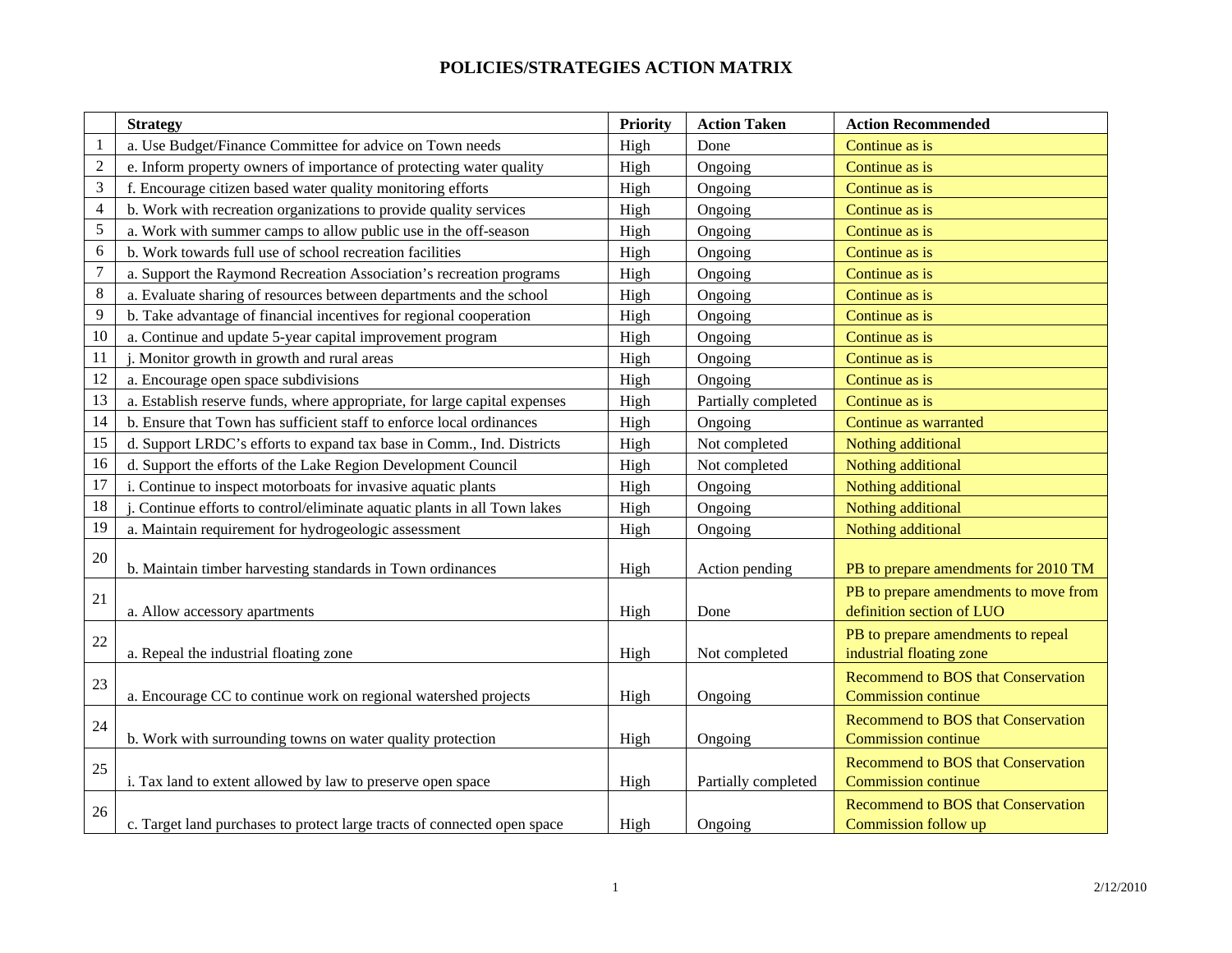# POLICIES/STRATEGIES ACTION MATRIX

| | Strategy | Priority | Action Taken | Action Recommended |
|---|---|---|---|---|
| 1 | a. Use Budget/Finance Committee for advice on Town needs | High | Done | Continue as is |
| 2 | e. Inform property owners of importance of protecting water quality | High | Ongoing | Continue as is |
| 3 | f. Encourage citizen based water quality monitoring efforts | High | Ongoing | Continue as is |
| 4 | b. Work with recreation organizations to provide quality services | High | Ongoing | Continue as is |
| 5 | a. Work with summer camps to allow public use in the off-season | High | Ongoing | Continue as is |
| 6 | b. Work towards full use of school recreation facilities | High | Ongoing | Continue as is |
| 7 | a. Support the Raymond Recreation Association's recreation programs | High | Ongoing | Continue as is |
| 8 | a. Evaluate sharing of resources between departments and the school | High | Ongoing | Continue as is |
| 9 | b. Take advantage of financial incentives for regional cooperation | High | Ongoing | Continue as is |
| 10 | a. Continue and update 5-year capital improvement program | High | Ongoing | Continue as is |
| 11 | j. Monitor growth in growth and rural areas | High | Ongoing | Continue as is |
| 12 | a. Encourage open space subdivisions | High | Ongoing | Continue as is |
| 13 | a. Establish reserve funds, where appropriate, for large capital expenses | High | Partially completed | Continue as is |
| 14 | b. Ensure that Town has sufficient staff to enforce local ordinances | High | Ongoing | Continue as warranted |
| 15 | d. Support LRDC's efforts to expand tax base in Comm., Ind. Districts | High | Not completed | Nothing additional |
| 16 | d. Support the efforts of the Lake Region Development Council | High | Not completed | Nothing additional |
| 17 | i. Continue to inspect motorboats for invasive aquatic plants | High | Ongoing | Nothing additional |
| 18 | j. Continue efforts to control/eliminate aquatic plants in all Town lakes | High | Ongoing | Nothing additional |
| 19 | a. Maintain requirement for hydrogeologic assessment | High | Ongoing | Nothing additional |
| 20 | b. Maintain timber harvesting standards in Town ordinances | High | Action pending | PB to prepare amendments for 2010 TM |
| 21 | a. Allow accessory apartments | High | Done | PB to prepare amendments to move from definition section of LUO |
| 22 | a. Repeal the industrial floating zone | High | Not completed | PB to prepare amendments to repeal industrial floating zone |
| 23 | a. Encourage CC to continue work on regional watershed projects | High | Ongoing | Recommend to BOS that Conservation Commission continue |
| 24 | b. Work with surrounding towns on water quality protection | High | Ongoing | Recommend to BOS that Conservation Commission continue |
| 25 | i. Tax land to extent allowed by law to preserve open space | High | Partially completed | Recommend to BOS that Conservation Commission continue |
| 26 | c. Target land purchases to protect large tracts of connected open space | High | Ongoing | Recommend to BOS that Conservation Commission follow up |

2/12/2010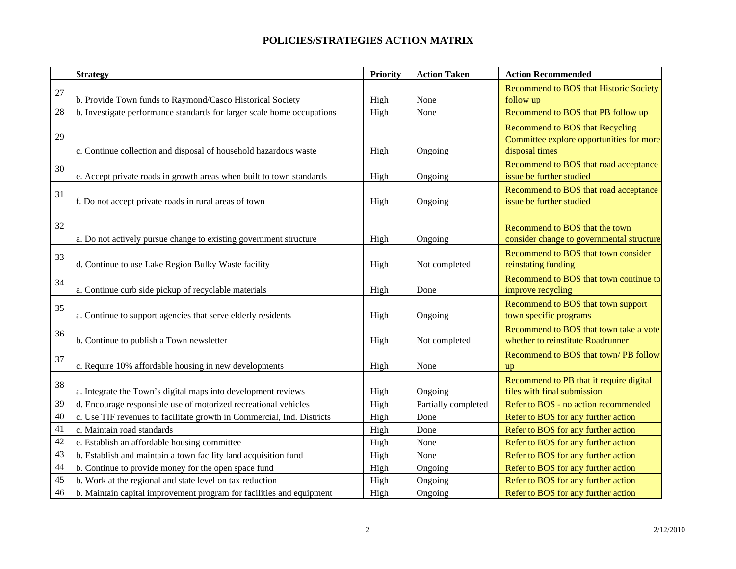# POLICIES/STRATEGIES ACTION MATRIX

| | Strategy | Priority | Action Taken | Action Recommended |
|---|---|---|---|---|
| 27 | b. Provide Town funds to Raymond/Casco Historical Society | High | None | Recommend to BOS that Historic Society follow up |
| 28 | b. Investigate performance standards for larger scale home occupations | High | None | Recommend to BOS that PB follow up |
| 29 | c. Continue collection and disposal of household hazardous waste | High | Ongoing | Recommend to BOS that Recycling Committee explore opportunities for more disposal times |
| 30 | e. Accept private roads in growth areas when built to town standards | High | Ongoing | Recommend to BOS that road acceptance issue be further studied |
| 31 | f. Do not accept private roads in rural areas of town | High | Ongoing | Recommend to BOS that road acceptance issue be further studied |
| 32 | a. Do not actively pursue change to existing government structure | High | Ongoing | Recommend to BOS that the town consider change to governmental structure |
| 33 | d. Continue to use Lake Region Bulky Waste facility | High | Not completed | Recommend to BOS that town consider reinstating funding |
| 34 | a. Continue curb side pickup of recyclable materials | High | Done | Recommend to BOS that town continue to improve recycling |
| 35 | a. Continue to support agencies that serve elderly residents | High | Ongoing | Recommend to BOS that town support town specific programs |
| 36 | b. Continue to publish a Town newsletter | High | Not completed | Recommend to BOS that town take a vote whether to reinstitute Roadrunner |
| 37 | c. Require 10% affordable housing in new developments | High | None | Recommend to BOS that town/ PB follow up |
| 38 | a. Integrate the Town's digital maps into development reviews | High | Ongoing | Recommend to PB that it require digital files with final submission |
| 39 | d. Encourage responsible use of motorized recreational vehicles | High | Partially completed | Refer to BOS - no action recommended |
| 40 | c. Use TIF revenues to facilitate growth in Commercial, Ind. Districts | High | Done | Refer to BOS for any further action |
| 41 | c. Maintain road standards | High | Done | Refer to BOS for any further action |
| 42 | e. Establish an affordable housing committee | High | None | Refer to BOS for any further action |
| 43 | b. Establish and maintain a town facility land acquisition fund | High | None | Refer to BOS for any further action |
| 44 | b. Continue to provide money for the open space fund | High | Ongoing | Refer to BOS for any further action |
| 45 | b. Work at the regional and state level on tax reduction | High | Ongoing | Refer to BOS for any further action |
| 46 | b. Maintain capital improvement program for facilities and equipment | High | Ongoing | Refer to BOS for any further action |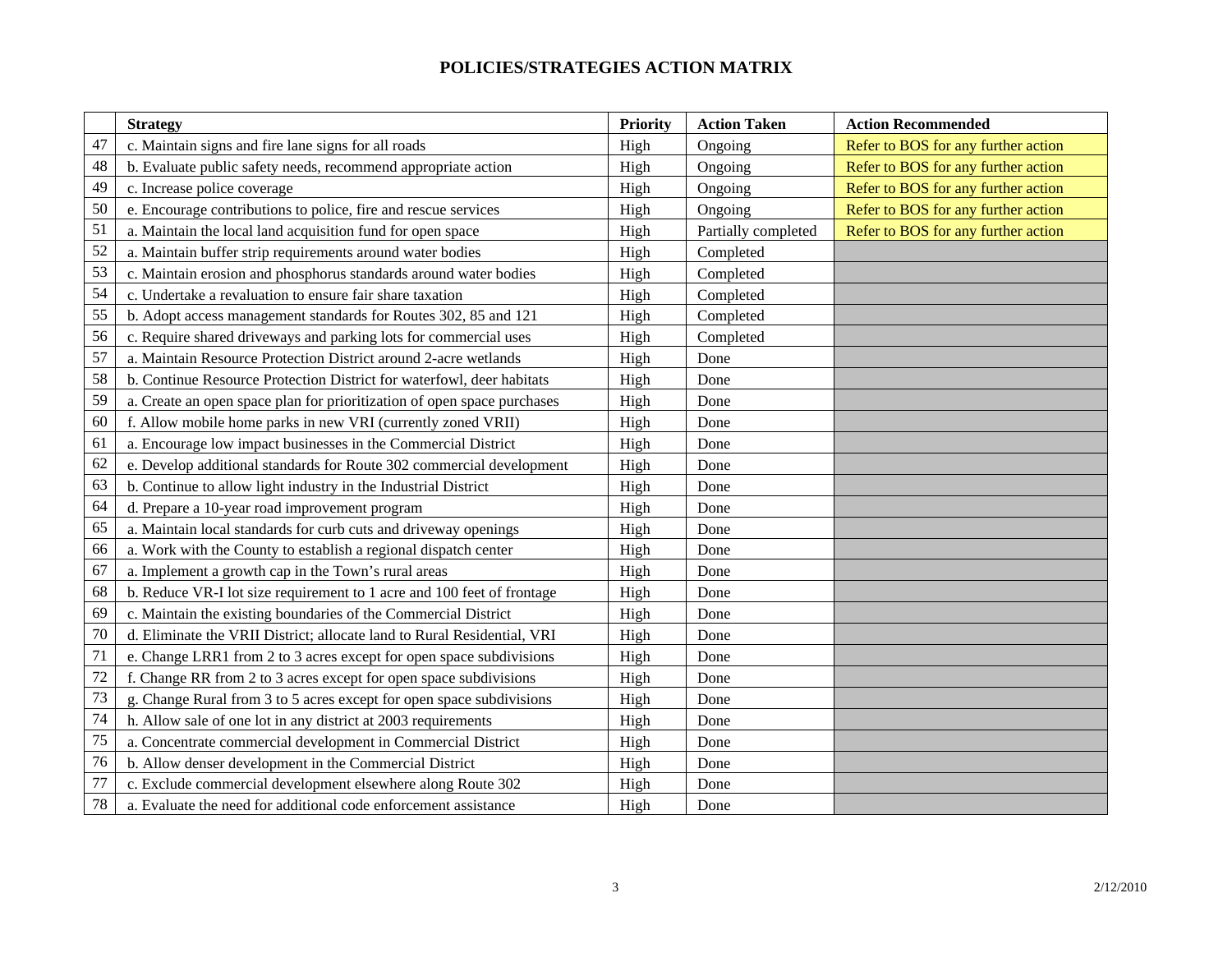# POLICIES/STRATEGIES ACTION MATRIX

| | Strategy | Priority | Action Taken | Action Recommended |
|---|---|---|---|---|
| 47 | c. Maintain signs and fire lane signs for all roads | High | Ongoing | Refer to BOS for any further action |
| 48 | b. Evaluate public safety needs, recommend appropriate action | High | Ongoing | Refer to BOS for any further action |
| 49 | c. Increase police coverage | High | Ongoing | Refer to BOS for any further action |
| 50 | e. Encourage contributions to police, fire and rescue services | High | Ongoing | Refer to BOS for any further action |
| 51 | a. Maintain the local land acquisition fund for open space | High | Partially completed | Refer to BOS for any further action |
| 52 | a. Maintain buffer strip requirements around water bodies | High | Completed | |
| 53 | c. Maintain erosion and phosphorus standards around water bodies | High | Completed | |
| 54 | c. Undertake a revaluation to ensure fair share taxation | High | Completed | |
| 55 | b. Adopt access management standards for Routes 302, 85 and 121 | High | Completed | |
| 56 | c. Require shared driveways and parking lots for commercial uses | High | Completed | |
| 57 | a. Maintain Resource Protection District around 2-acre wetlands | High | Done | |
| 58 | b. Continue Resource Protection District for waterfowl, deer habitats | High | Done | |
| 59 | a. Create an open space plan for prioritization of open space purchases | High | Done | |
| 60 | f. Allow mobile home parks in new VRI (currently zoned VRII) | High | Done | |
| 61 | a. Encourage low impact businesses in the Commercial District | High | Done | |
| 62 | e. Develop additional standards for Route 302 commercial development | High | Done | |
| 63 | b. Continue to allow light industry in the Industrial District | High | Done | |
| 64 | d. Prepare a 10-year road improvement program | High | Done | |
| 65 | a. Maintain local standards for curb cuts and driveway openings | High | Done | |
| 66 | a. Work with the County to establish a regional dispatch center | High | Done | |
| 67 | a. Implement a growth cap in the Town's rural areas | High | Done | |
| 68 | b. Reduce VR-I lot size requirement to 1 acre and 100 feet of frontage | High | Done | |
| 69 | c. Maintain the existing boundaries of the Commercial District | High | Done | |
| 70 | d. Eliminate the VRII District; allocate land to Rural Residential, VRI | High | Done | |
| 71 | e. Change LRR1 from 2 to 3 acres except for open space subdivisions | High | Done | |
| 72 | f. Change RR from 2 to 3 acres except for open space subdivisions | High | Done | |
| 73 | g. Change Rural from 3 to 5 acres except for open space subdivisions | High | Done | |
| 74 | h. Allow sale of one lot in any district at 2003 requirements | High | Done | |
| 75 | a. Concentrate commercial development in Commercial District | High | Done | |
| 76 | b. Allow denser development in the Commercial District | High | Done | |
| 77 | c. Exclude commercial development elsewhere along Route 302 | High | Done | |
| 78 | a. Evaluate the need for additional code enforcement assistance | High | Done | |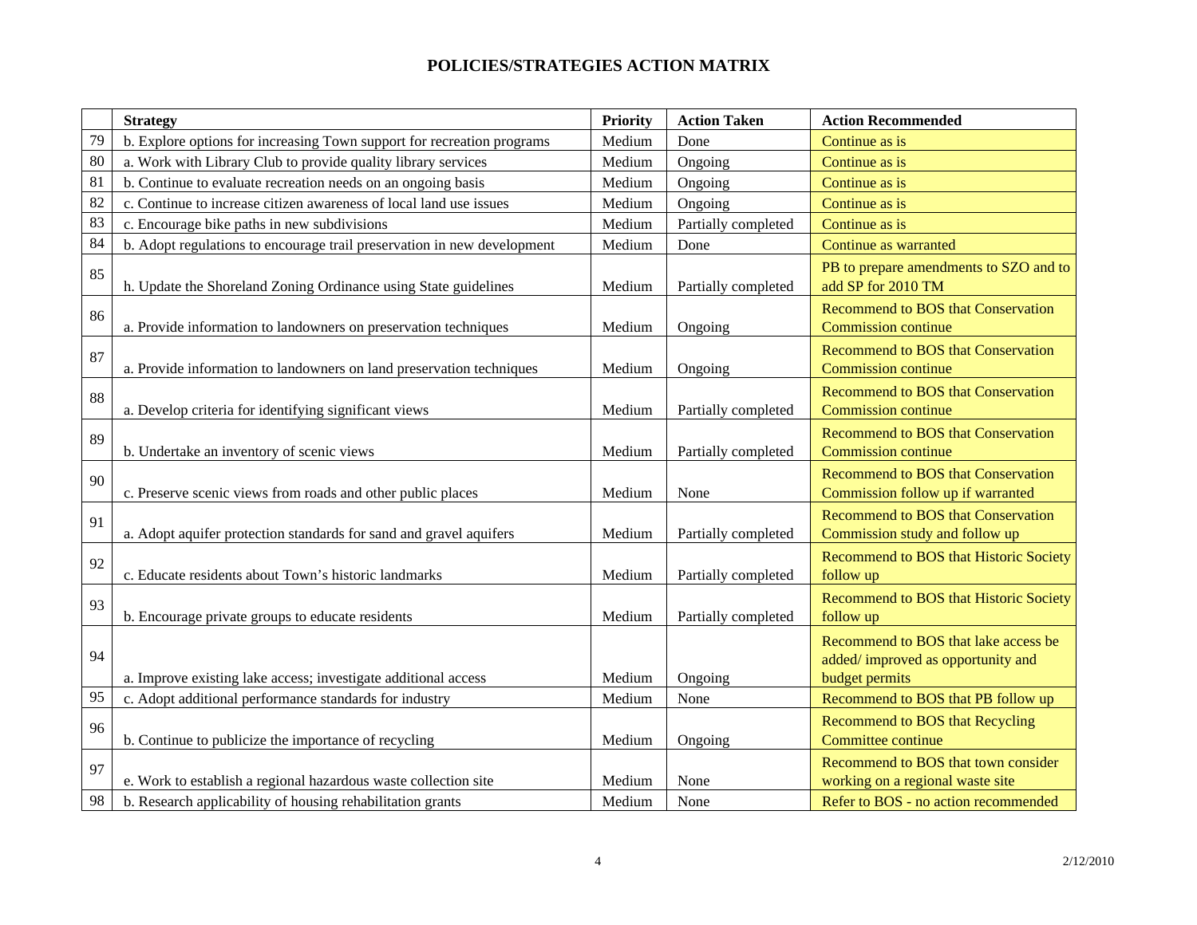## POLICIES/STRATEGIES ACTION MATRIX

| | Strategy | Priority | Action Taken | Action Recommended |
|---|---|---|---|---|
| 79 | b. Explore options for increasing Town support for recreation programs | Medium | Done | Continue as is |
| 80 | a. Work with Library Club to provide quality library services | Medium | Ongoing | Continue as is |
| 81 | b. Continue to evaluate recreation needs on an ongoing basis | Medium | Ongoing | Continue as is |
| 82 | c. Continue to increase citizen awareness of local land use issues | Medium | Ongoing | Continue as is |
| 83 | c. Encourage bike paths in new subdivisions | Medium | Partially completed | Continue as is |
| 84 | b. Adopt regulations to encourage trail preservation in new development | Medium | Done | Continue as warranted |
| 85 | h. Update the Shoreland Zoning Ordinance using State guidelines | Medium | Partially completed | PB to prepare amendments to SZO and to add SP for 2010 TM |
| 86 | a. Provide information to landowners on preservation techniques | Medium | Ongoing | Recommend to BOS that Conservation Commission continue |
| 87 | a. Provide information to landowners on land preservation techniques | Medium | Ongoing | Recommend to BOS that Conservation Commission continue |
| 88 | a. Develop criteria for identifying significant views | Medium | Partially completed | Recommend to BOS that Conservation Commission continue |
| 89 | b. Undertake an inventory of scenic views | Medium | Partially completed | Recommend to BOS that Conservation Commission continue |
| 90 | c. Preserve scenic views from roads and other public places | Medium | None | Recommend to BOS that Conservation Commission follow up if warranted |
| 91 | a. Adopt aquifer protection standards for sand and gravel aquifers | Medium | Partially completed | Recommend to BOS that Conservation Commission study and follow up |
| 92 | c. Educate residents about Town's historic landmarks | Medium | Partially completed | Recommend to BOS that Historic Society follow up |
| 93 | b. Encourage private groups to educate residents | Medium | Partially completed | Recommend to BOS that Historic Society follow up |
| 94 | a. Improve existing lake access; investigate additional access | Medium | Ongoing | Recommend to BOS that lake access be added/ improved as opportunity and budget permits |
| 95 | c. Adopt additional performance standards for industry | Medium | None | Recommend to BOS that PB follow up |
| 96 | b. Continue to publicize the importance of recycling | Medium | Ongoing | Recommend to BOS that Recycling Committee continue |
| 97 | e. Work to establish a regional hazardous waste collection site | Medium | None | Recommend to BOS that town consider working on a regional waste site |
| 98 | b. Research applicability of housing rehabilitation grants | Medium | None | Refer to BOS - no action recommended |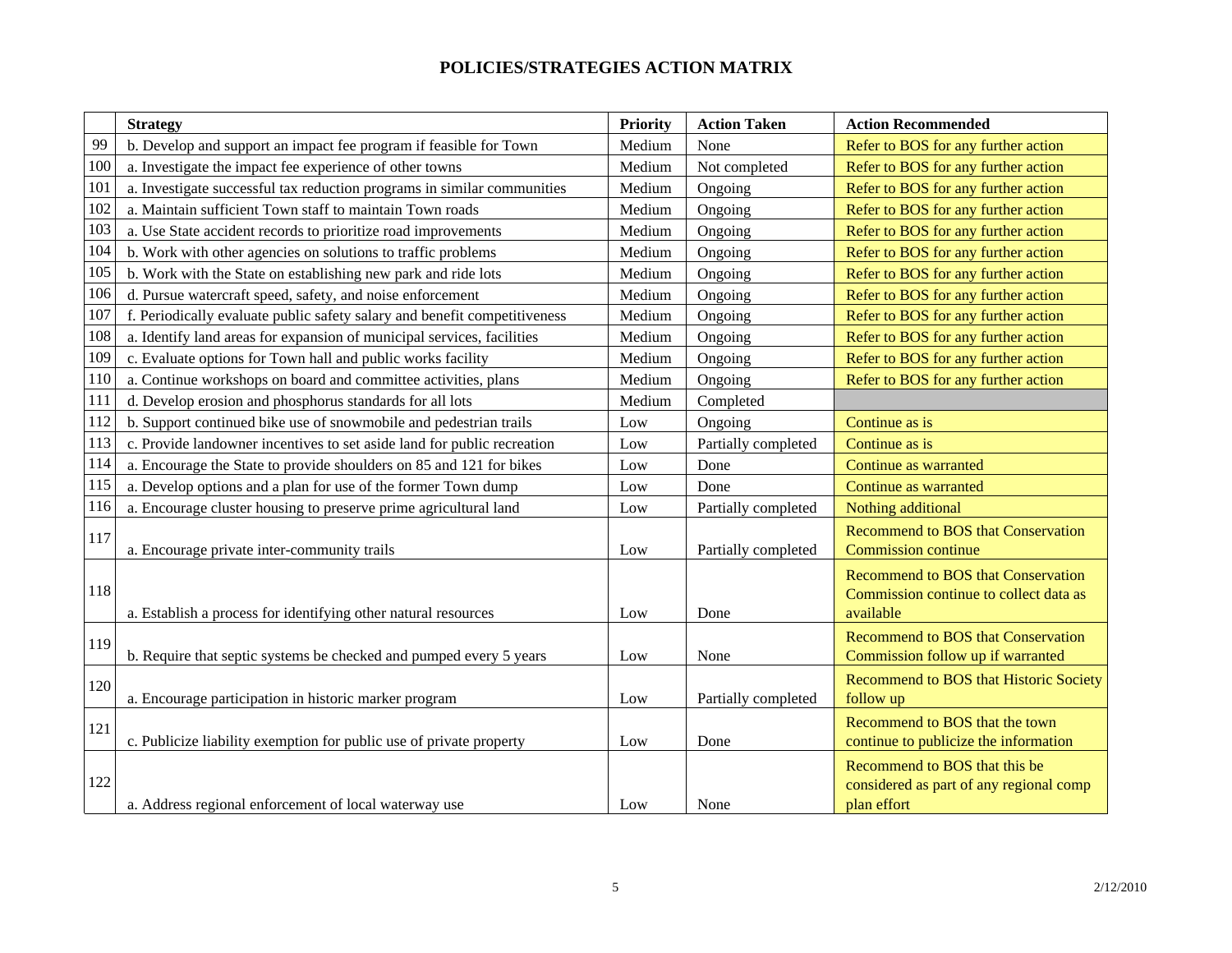## POLICIES/STRATEGIES ACTION MATRIX

| | Strategy | Priority | Action Taken | Action Recommended |
|---|---|---|---|---|
| 99 | b. Develop and support an impact fee program if feasible for Town | Medium | None | Refer to BOS for any further action |
| 100 | a. Investigate the impact fee experience of other towns | Medium | Not completed | Refer to BOS for any further action |
| 101 | a. Investigate successful tax reduction programs in similar communities | Medium | Ongoing | Refer to BOS for any further action |
| 102 | a. Maintain sufficient Town staff to maintain Town roads | Medium | Ongoing | Refer to BOS for any further action |
| 103 | a. Use State accident records to prioritize road improvements | Medium | Ongoing | Refer to BOS for any further action |
| 104 | b. Work with other agencies on solutions to traffic problems | Medium | Ongoing | Refer to BOS for any further action |
| 105 | b. Work with the State on establishing new park and ride lots | Medium | Ongoing | Refer to BOS for any further action |
| 106 | d. Pursue watercraft speed, safety, and noise enforcement | Medium | Ongoing | Refer to BOS for any further action |
| 107 | f. Periodically evaluate public safety salary and benefit competitiveness | Medium | Ongoing | Refer to BOS for any further action |
| 108 | a. Identify land areas for expansion of municipal services, facilities | Medium | Ongoing | Refer to BOS for any further action |
| 109 | c. Evaluate options for Town hall and public works facility | Medium | Ongoing | Refer to BOS for any further action |
| 110 | a. Continue workshops on board and committee activities, plans | Medium | Ongoing | Refer to BOS for any further action |
| 111 | d. Develop erosion and phosphorus standards for all lots | Medium | Completed | |
| 112 | b. Support continued bike use of snowmobile and pedestrian trails | Low | Ongoing | Continue as is |
| 113 | c. Provide landowner incentives to set aside land for public recreation | Low | Partially completed | Continue as is |
| 114 | a. Encourage the State to provide shoulders on 85 and 121 for bikes | Low | Done | Continue as warranted |
| 115 | a. Develop options and a plan for use of the former Town dump | Low | Done | Continue as warranted |
| 116 | a. Encourage cluster housing to preserve prime agricultural land | Low | Partially completed | Nothing additional |
| 117 | a. Encourage private inter-community trails | Low | Partially completed | Recommend to BOS that Conservation Commission continue |
| 118 | a. Establish a process for identifying other natural resources | Low | Done | Recommend to BOS that Conservation Commission continue to collect data as available |
| 119 | b. Require that septic systems be checked and pumped every 5 years | Low | None | Recommend to BOS that Conservation Commission follow up if warranted |
| 120 | a. Encourage participation in historic marker program | Low | Partially completed | Recommend to BOS that Historic Society follow up |
| 121 | c. Publicize liability exemption for public use of private property | Low | Done | Recommend to BOS that the town continue to publicize the information |
| 122 | a. Address regional enforcement of local waterway use | Low | None | Recommend to BOS that this be considered as part of any regional comp plan effort |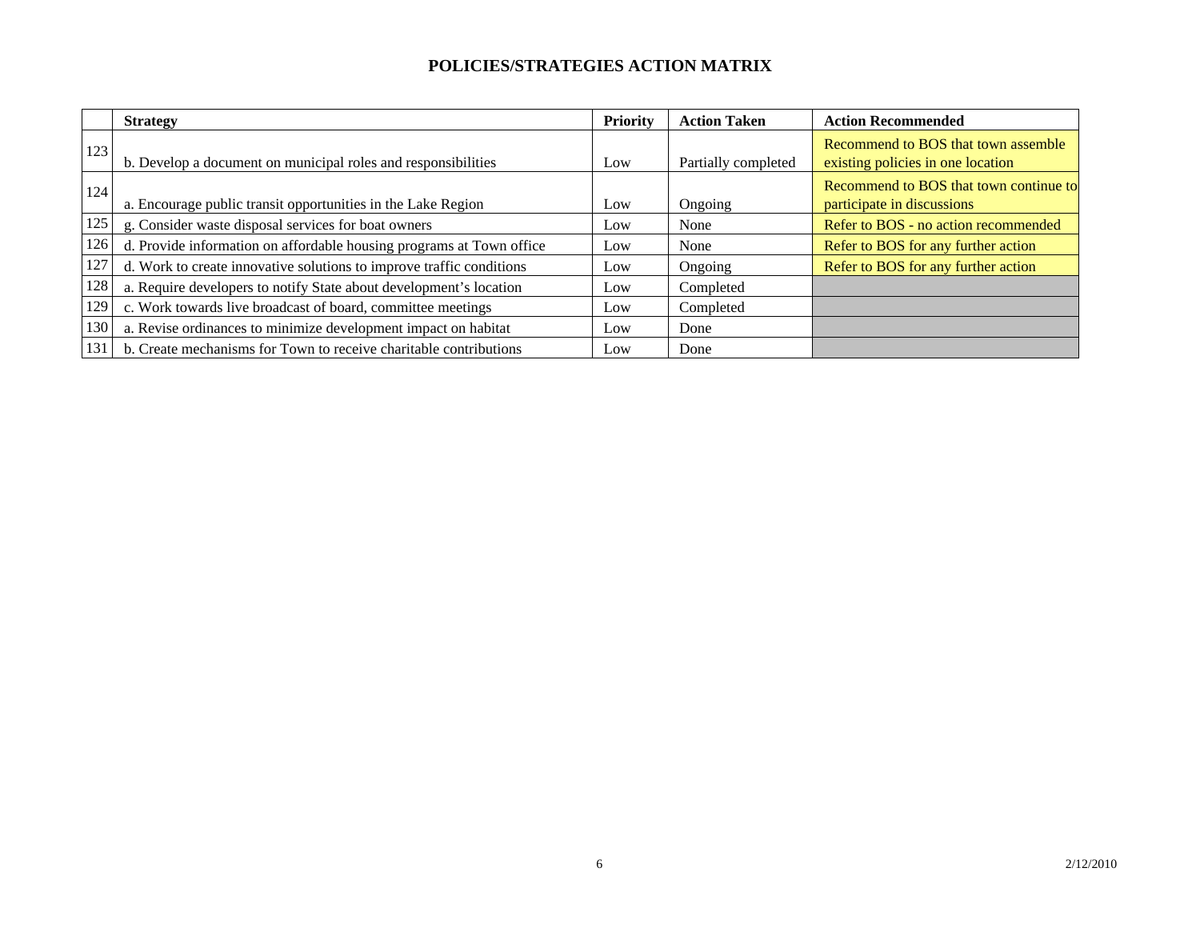## POLICIES/STRATEGIES ACTION MATRIX

| | Strategy | Priority | Action Taken | Action Recommended |
|---|---|---|---|---|
| 123 | b. Develop a document on municipal roles and responsibilities | Low | Partially completed | Recommend to BOS that town assemble existing policies in one location |
| 124 | a. Encourage public transit opportunities in the Lake Region | Low | Ongoing | Recommend to BOS that town continue to participate in discussions |
| 125 | g. Consider waste disposal services for boat owners | Low | None | Refer to BOS - no action recommended |
| 126 | d. Provide information on affordable housing programs at Town office | Low | None | Refer to BOS for any further action |
| 127 | d. Work to create innovative solutions to improve traffic conditions | Low | Ongoing | Refer to BOS for any further action |
| 128 | a. Require developers to notify State about development's location | Low | Completed | |
| 129 | c. Work towards live broadcast of board, committee meetings | Low | Completed | |
| 130 | a. Revise ordinances to minimize development impact on habitat | Low | Done | |
| 131 | b. Create mechanisms for Town to receive charitable contributions | Low | Done | |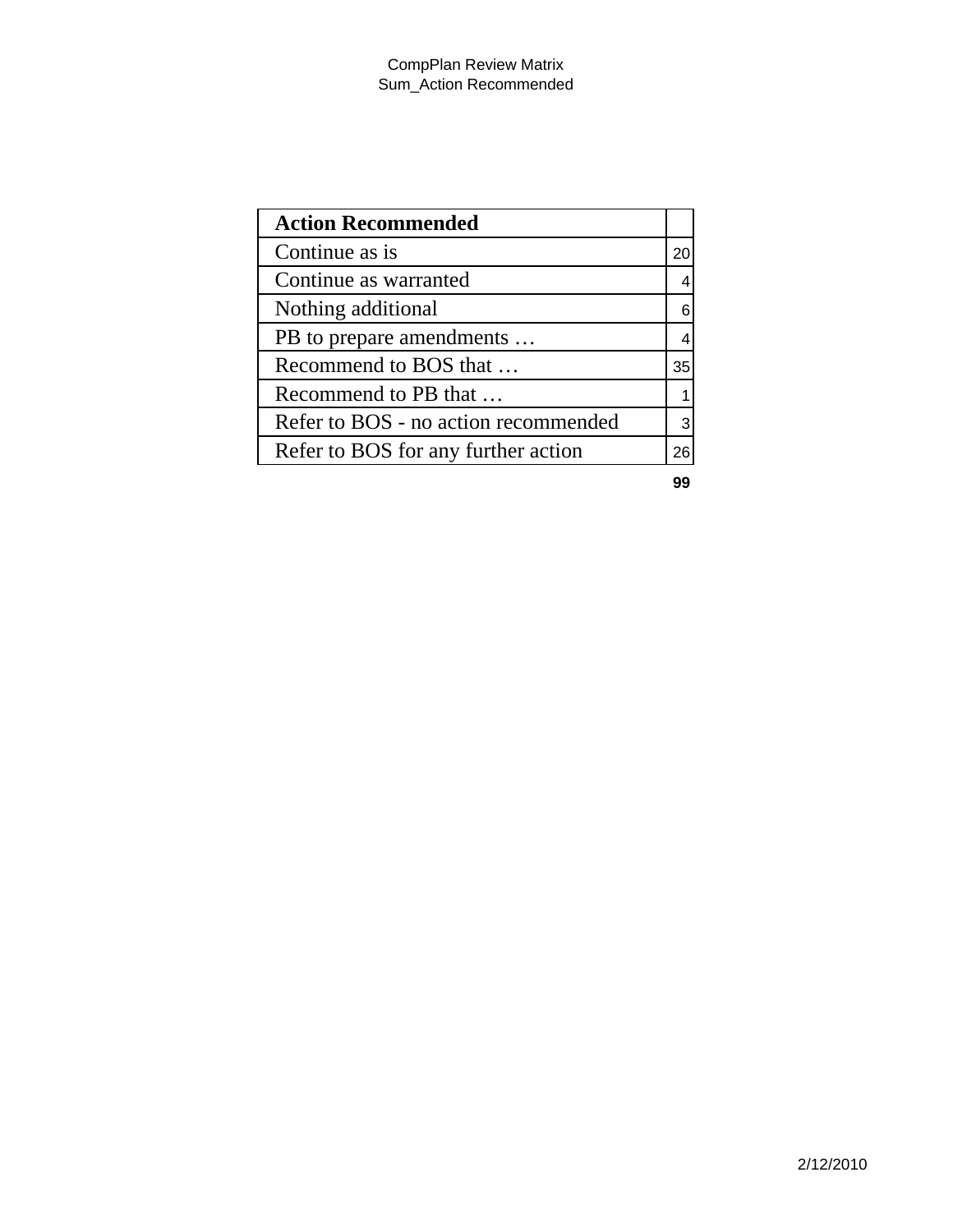| Action Recommended | |
|---|---|
| Continue as is | 20 |
| Continue as warranted | 4 |
| Nothing additional | 6 |
| PB to prepare amendments … | 4 |
| Recommend to BOS that … | 35 |
| Recommend to PB that … | 1 |
| Refer to BOS - no action recommended | 3 |
| Refer to BOS for any further action | 26 |
| | **99** |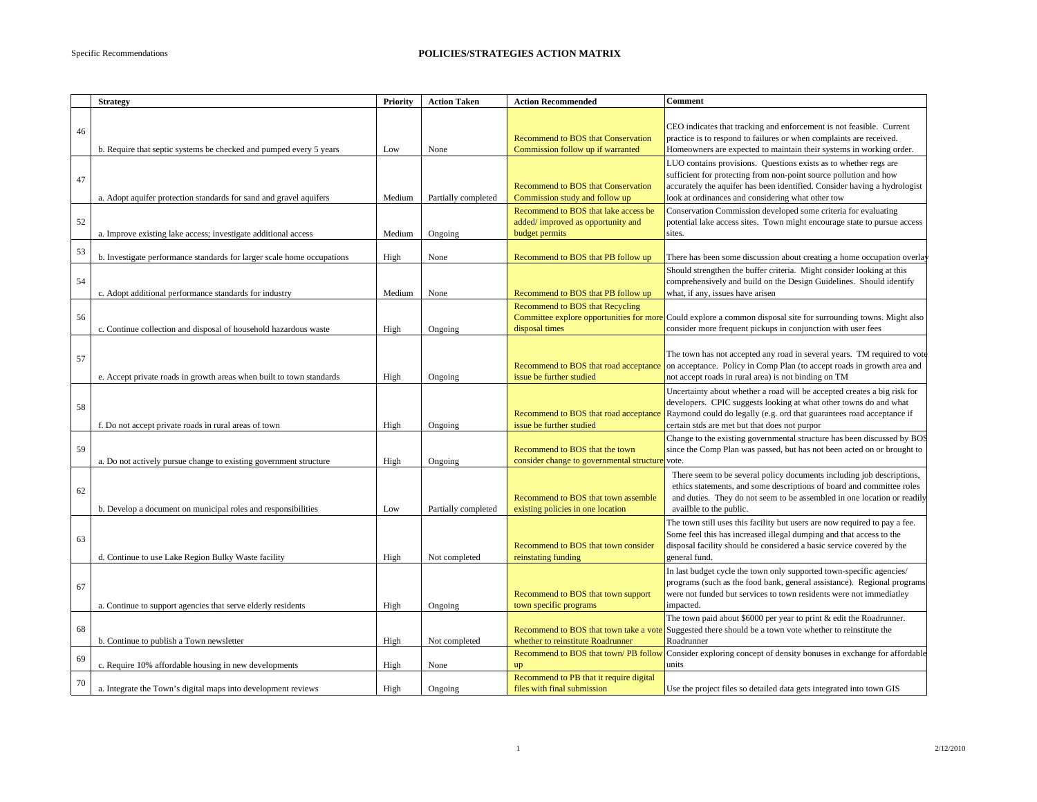# POLICIES/STRATEGIES ACTION MATRIX

| | Strategy | Priority | Action Taken | Action Recommended | Comment |
|---|---|---|---|---|---|
| 46 | b. Require that septic systems be checked and pumped every 5 years | Low | None | Recommend to BOS that Conservation Commission follow up if warranted | CEO indicates that tracking and enforcement is not feasible. Current practice is to respond to failures or when complaints are received. Homeowners are expected to maintain their systems in working order. |
| 47 | a. Adopt aquifer protection standards for sand and gravel aquifers | Medium | Partially completed | Recommend to BOS that Conservation Commission study and follow up | LUO contains provisions. Questions exists as to whether regs are sufficient for protecting from non-point source pollution and how accurately the aquifer has been identified. Consider having a hydrologist look at ordinances and considering what other tow |
| 52 | a. Improve existing lake access; investigate additional access | Medium | Ongoing | Recommend to BOS that lake access be added/ improved as opportunity and budget permits | Conservation Commission developed some criteria for evaluating potential lake access sites. Town might encourage state to pursue access sites. |
| 53 | b. Investigate performance standards for larger scale home occupations | High | None | Recommend to BOS that PB follow up | There has been some discussion about creating a home occupation overlay |
| 54 | c. Adopt additional performance standards for industry | Medium | None | Recommend to BOS that PB follow up | Should strengthen the buffer criteria. Might consider looking at this comprehensively and build on the Design Guidelines. Should identify what, if any, issues have arisen |
| 56 | c. Continue collection and disposal of household hazardous waste | High | Ongoing | Recommend to BOS that Recycling Committee explore opportunities for more disposal times | Could explore a common disposal site for surrounding towns. Might also consider more frequent pickups in conjunction with user fees |
| 57 | e. Accept private roads in growth areas when built to town standards | High | Ongoing | Recommend to BOS that road acceptance issue be further studied | The town has not accepted any road in several years. TM required to vote on acceptance. Policy in Comp Plan (to accept roads in growth area and not accept roads in rural area) is not binding on TM |
| 58 | f. Do not accept private roads in rural areas of town | High | Ongoing | Recommend to BOS that road acceptance issue be further studied | Uncertainty about whether a road will be accepted creates a big risk for developers. CPIC suggests looking at what other towns do and what Raymond could do legally (e.g. ord that guarantees road acceptance if certain stds are met but that does not purpor |
| 59 | a. Do not actively pursue change to existing government structure | High | Ongoing | Recommend to BOS that the town consider change to governmental structure | Change to the existing governmental structure has been discussed by BOS since the Comp Plan was passed, but has not been acted on or brought to vote. |
| 62 | b. Develop a document on municipal roles and responsibilities | Low | Partially completed | Recommend to BOS that town assemble existing policies in one location | There seem to be several policy documents including job descriptions, ethics statements, and some descriptions of board and committee roles and duties. They do not seem to be assembled in one location or readily availble to the public. |
| 63 | d. Continue to use Lake Region Bulky Waste facility | High | Not completed | Recommend to BOS that town consider reinstating funding | The town still uses this facility but users are now required to pay a fee. Some feel this has increased illegal dumping and that access to the disposal facility should be considered a basic service covered by the general fund. |
| 67 | a. Continue to support agencies that serve elderly residents | High | Ongoing | Recommend to BOS that town support town specific programs | In last budget cycle the town only supported town-specific agencies/ programs (such as the food bank, general assistance). Regional programs were not funded but services to town residents were not immediatley impacted. |
| 68 | b. Continue to publish a Town newsletter | High | Not completed | Recommend to BOS that town take a vote whether to reinstitute Roadrunner | The town paid about $6000 per year to print & edit the Roadrunner. Suggested there should be a town vote whether to reinstitute the Roadrunner |
| 69 | c. Require 10% affordable housing in new developments | High | None | Recommend to BOS that town/ PB follow up | Consider exploring concept of density bonuses in exchange for affordable units |
| 70 | a. Integrate the Town's digital maps into development reviews | High | Ongoing | Recommend to PB that it require digital files with final submission | Use the project files so detailed data gets integrated into town GIS |